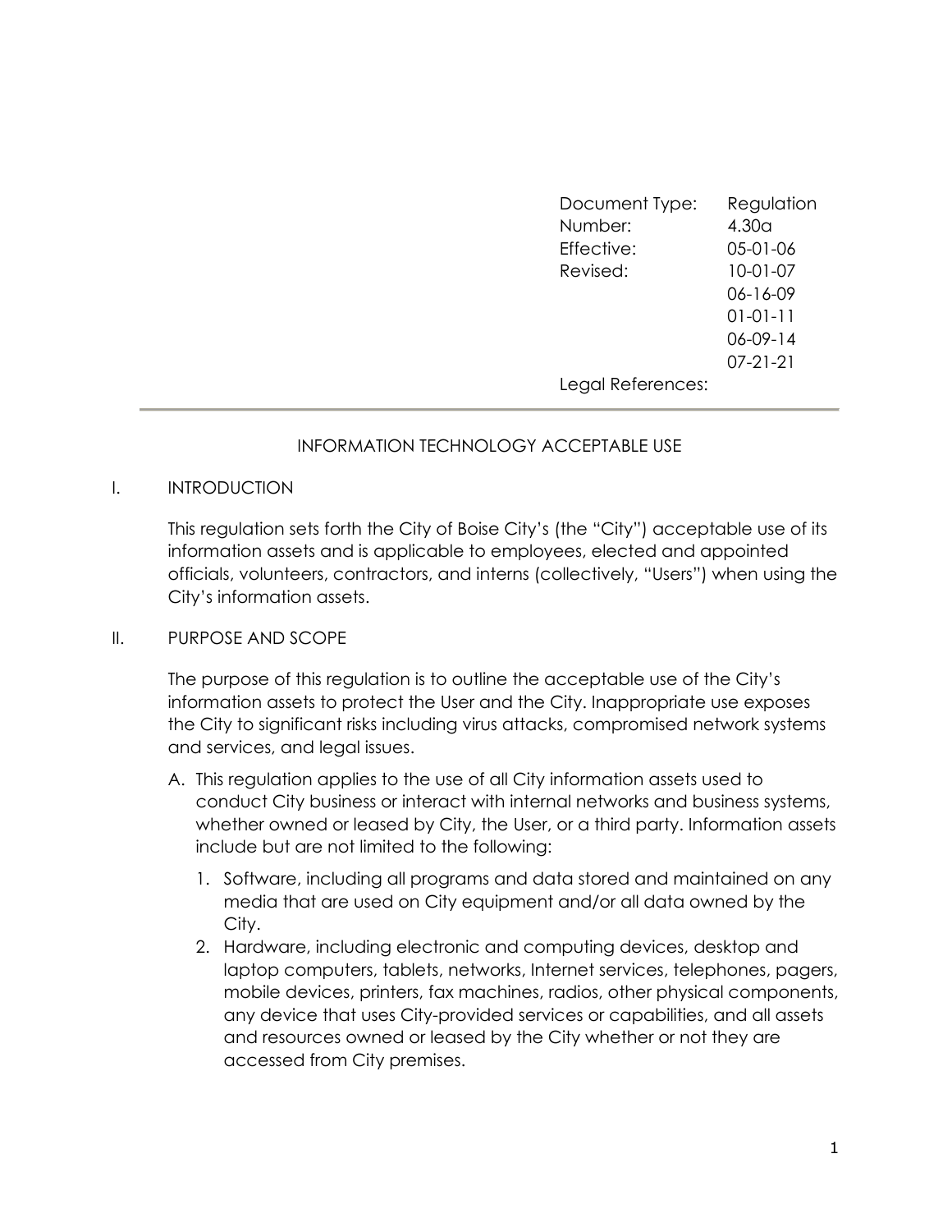| | |
|---|---|
| Document Type: | Regulation |
| Number: | 4.30a |
| Effective: | 05-01-06 |
| Revised: | 10-01-07 |
| | 06-16-09 |
| | 01-01-11 |
| | 06-09-14 |
| | 07-21-21 |
| Legal References: | |

---

# INFORMATION TECHNOLOGY ACCEPTABLE USE

## I. INTRODUCTION

This regulation sets forth the City of Boise City's (the "City") acceptable use of its information assets and is applicable to employees, elected and appointed officials, volunteers, contractors, and interns (collectively, "Users") when using the City's information assets.

## II. PURPOSE AND SCOPE

The purpose of this regulation is to outline the acceptable use of the City's information assets to protect the User and the City. Inappropriate use exposes the City to significant risks including virus attacks, compromised network systems and services, and legal issues.

A. This regulation applies to the use of all City information assets used to conduct City business or interact with internal networks and business systems, whether owned or leased by City, the User, or a third party. Information assets include but are not limited to the following:

   1. Software, including all programs and data stored and maintained on any media that are used on City equipment and/or all data owned by the City.
   2. Hardware, including electronic and computing devices, desktop and laptop computers, tablets, networks, Internet services, telephones, pagers, mobile devices, printers, fax machines, radios, other physical components, any device that uses City-provided services or capabilities, and all assets and resources owned or leased by the City whether or not they are accessed from City premises.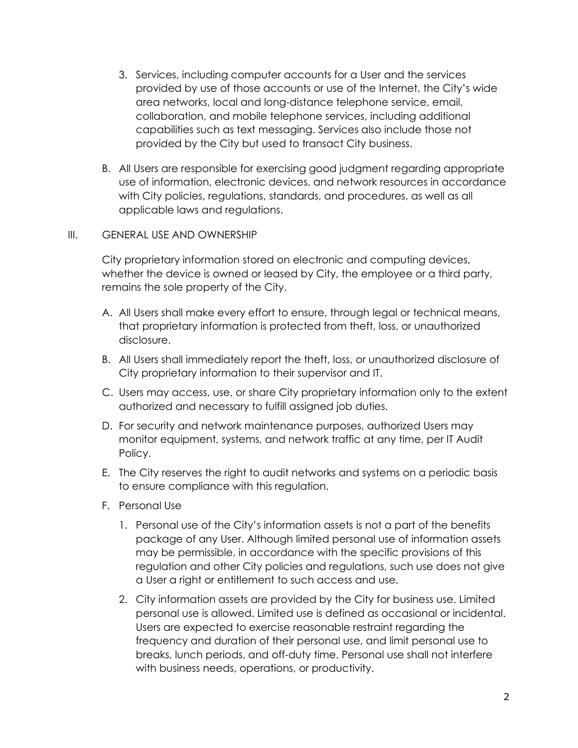3. Services, including computer accounts for a User and the services provided by use of those accounts or use of the Internet, the City's wide area networks, local and long-distance telephone service, email, collaboration, and mobile telephone services, including additional capabilities such as text messaging. Services also include those not provided by the City but used to transact City business.

B. All Users are responsible for exercising good judgment regarding appropriate use of information, electronic devices, and network resources in accordance with City policies, regulations, standards, and procedures, as well as all applicable laws and regulations.

## III. GENERAL USE AND OWNERSHIP

City proprietary information stored on electronic and computing devices, whether the device is owned or leased by City, the employee or a third party, remains the sole property of the City.

A. All Users shall make every effort to ensure, through legal or technical means, that proprietary information is protected from theft, loss, or unauthorized disclosure.

B. All Users shall immediately report the theft, loss, or unauthorized disclosure of City proprietary information to their supervisor and IT.

C. Users may access, use, or share City proprietary information only to the extent authorized and necessary to fulfill assigned job duties.

D. For security and network maintenance purposes, authorized Users may monitor equipment, systems, and network traffic at any time, per IT Audit Policy.

E. The City reserves the right to audit networks and systems on a periodic basis to ensure compliance with this regulation.

F. Personal Use

1. Personal use of the City's information assets is not a part of the benefits package of any User. Although limited personal use of information assets may be permissible, in accordance with the specific provisions of this regulation and other City policies and regulations, such use does not give a User a right or entitlement to such access and use.

2. City information assets are provided by the City for business use. Limited personal use is allowed. Limited use is defined as occasional or incidental. Users are expected to exercise reasonable restraint regarding the frequency and duration of their personal use, and limit personal use to breaks, lunch periods, and off-duty time. Personal use shall not interfere with business needs, operations, or productivity.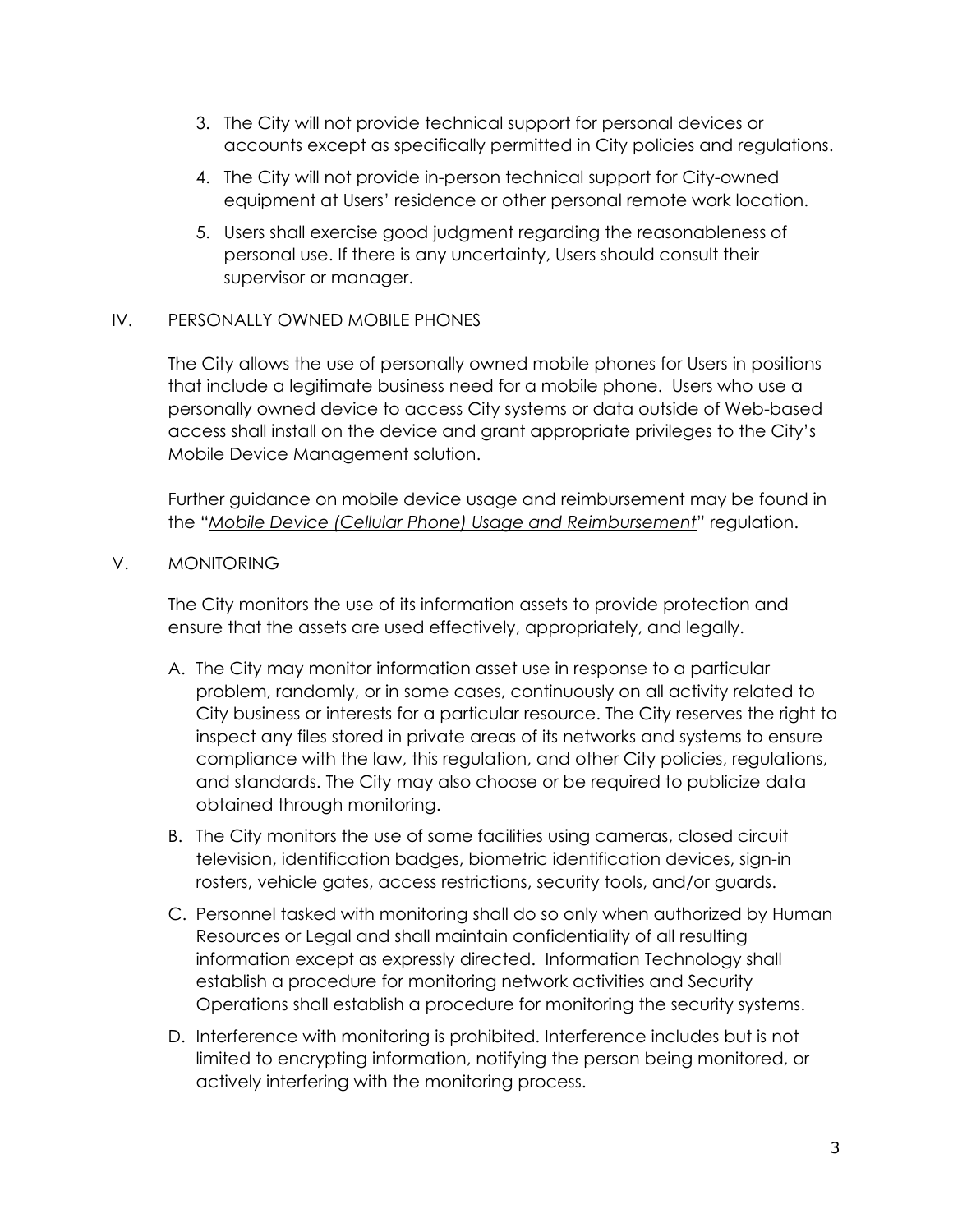3. The City will not provide technical support for personal devices or accounts except as specifically permitted in City policies and regulations.
4. The City will not provide in-person technical support for City-owned equipment at Users' residence or other personal remote work location.
5. Users shall exercise good judgment regarding the reasonableness of personal use. If there is any uncertainty, Users should consult their supervisor or manager.

## IV. PERSONALLY OWNED MOBILE PHONES

The City allows the use of personally owned mobile phones for Users in positions that include a legitimate business need for a mobile phone. Users who use a personally owned device to access City systems or data outside of Web-based access shall install on the device and grant appropriate privileges to the City's Mobile Device Management solution.

Further guidance on mobile device usage and reimbursement may be found in the "*Mobile Device (Cellular Phone) Usage and Reimbursement*" regulation.

## V. MONITORING

The City monitors the use of its information assets to provide protection and ensure that the assets are used effectively, appropriately, and legally.

A. The City may monitor information asset use in response to a particular problem, randomly, or in some cases, continuously on all activity related to City business or interests for a particular resource. The City reserves the right to inspect any files stored in private areas of its networks and systems to ensure compliance with the law, this regulation, and other City policies, regulations, and standards. The City may also choose or be required to publicize data obtained through monitoring.

B. The City monitors the use of some facilities using cameras, closed circuit television, identification badges, biometric identification devices, sign-in rosters, vehicle gates, access restrictions, security tools, and/or guards.

C. Personnel tasked with monitoring shall do so only when authorized by Human Resources or Legal and shall maintain confidentiality of all resulting information except as expressly directed. Information Technology shall establish a procedure for monitoring network activities and Security Operations shall establish a procedure for monitoring the security systems.

D. Interference with monitoring is prohibited. Interference includes but is not limited to encrypting information, notifying the person being monitored, or actively interfering with the monitoring process.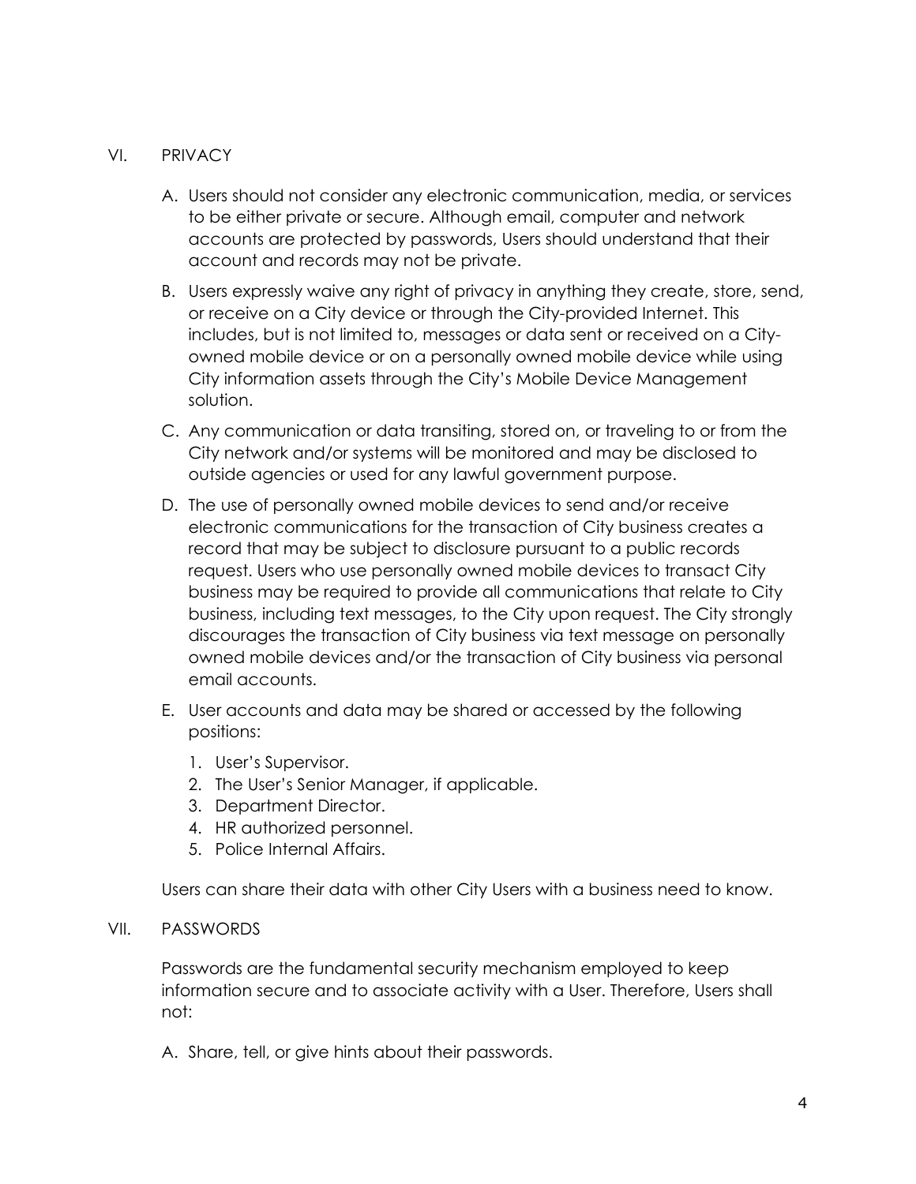## VI. PRIVACY

A. Users should not consider any electronic communication, media, or services to be either private or secure. Although email, computer and network accounts are protected by passwords, Users should understand that their account and records may not be private.

B. Users expressly waive any right of privacy in anything they create, store, send, or receive on a City device or through the City-provided Internet. This includes, but is not limited to, messages or data sent or received on a City-owned mobile device or on a personally owned mobile device while using City information assets through the City's Mobile Device Management solution.

C. Any communication or data transiting, stored on, or traveling to or from the City network and/or systems will be monitored and may be disclosed to outside agencies or used for any lawful government purpose.

D. The use of personally owned mobile devices to send and/or receive electronic communications for the transaction of City business creates a record that may be subject to disclosure pursuant to a public records request. Users who use personally owned mobile devices to transact City business may be required to provide all communications that relate to City business, including text messages, to the City upon request. The City strongly discourages the transaction of City business via text message on personally owned mobile devices and/or the transaction of City business via personal email accounts.

E. User accounts and data may be shared or accessed by the following positions:

   1. User's Supervisor.
   2. The User's Senior Manager, if applicable.
   3. Department Director.
   4. HR authorized personnel.
   5. Police Internal Affairs.

Users can share their data with other City Users with a business need to know.

## VII. PASSWORDS

Passwords are the fundamental security mechanism employed to keep information secure and to associate activity with a User. Therefore, Users shall not:

A. Share, tell, or give hints about their passwords.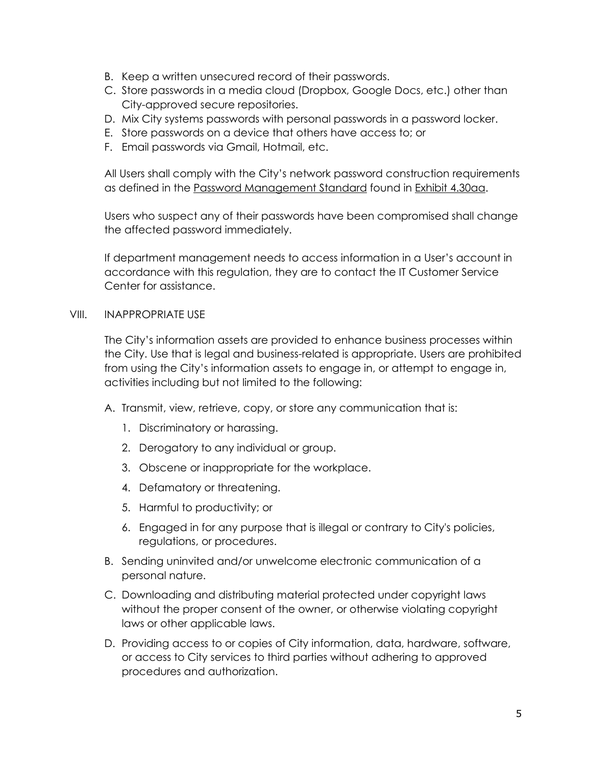B. Keep a written unsecured record of their passwords.
C. Store passwords in a media cloud (Dropbox, Google Docs, etc.) other than City-approved secure repositories.
D. Mix City systems passwords with personal passwords in a password locker.
E. Store passwords on a device that others have access to; or
F. Email passwords via Gmail, Hotmail, etc.

All Users shall comply with the City's network password construction requirements as defined in the Password Management Standard found in Exhibit 4.30aa.

Users who suspect any of their passwords have been compromised shall change the affected password immediately.

If department management needs to access information in a User's account in accordance with this regulation, they are to contact the IT Customer Service Center for assistance.

## VIII. INAPPROPRIATE USE

The City's information assets are provided to enhance business processes within the City. Use that is legal and business-related is appropriate. Users are prohibited from using the City's information assets to engage in, or attempt to engage in, activities including but not limited to the following:

A. Transmit, view, retrieve, copy, or store any communication that is:
   1. Discriminatory or harassing.
   2. Derogatory to any individual or group.
   3. Obscene or inappropriate for the workplace.
   4. Defamatory or threatening.
   5. Harmful to productivity; or
   6. Engaged in for any purpose that is illegal or contrary to City's policies, regulations, or procedures.
B. Sending uninvited and/or unwelcome electronic communication of a personal nature.
C. Downloading and distributing material protected under copyright laws without the proper consent of the owner, or otherwise violating copyright laws or other applicable laws.
D. Providing access to or copies of City information, data, hardware, software, or access to City services to third parties without adhering to approved procedures and authorization.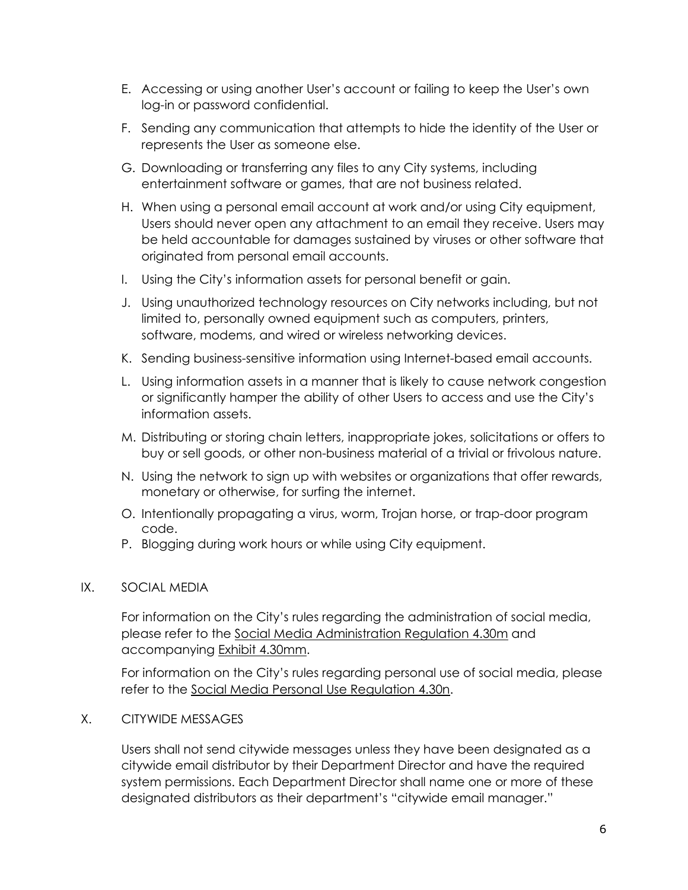E. Accessing or using another User's account or failing to keep the User's own log-in or password confidential.

F. Sending any communication that attempts to hide the identity of the User or represents the User as someone else.

G. Downloading or transferring any files to any City systems, including entertainment software or games, that are not business related.

H. When using a personal email account at work and/or using City equipment, Users should never open any attachment to an email they receive. Users may be held accountable for damages sustained by viruses or other software that originated from personal email accounts.

I. Using the City's information assets for personal benefit or gain.

J. Using unauthorized technology resources on City networks including, but not limited to, personally owned equipment such as computers, printers, software, modems, and wired or wireless networking devices.

K. Sending business-sensitive information using Internet-based email accounts.

L. Using information assets in a manner that is likely to cause network congestion or significantly hamper the ability of other Users to access and use the City's information assets.

M. Distributing or storing chain letters, inappropriate jokes, solicitations or offers to buy or sell goods, or other non-business material of a trivial or frivolous nature.

N. Using the network to sign up with websites or organizations that offer rewards, monetary or otherwise, for surfing the internet.

O. Intentionally propagating a virus, worm, Trojan horse, or trap-door program code.

P. Blogging during work hours or while using City equipment.

## IX. SOCIAL MEDIA

For information on the City's rules regarding the administration of social media, please refer to the Social Media Administration Regulation 4.30m and accompanying Exhibit 4.30mm.

For information on the City's rules regarding personal use of social media, please refer to the Social Media Personal Use Regulation 4.30n.

## X. CITYWIDE MESSAGES

Users shall not send citywide messages unless they have been designated as a citywide email distributor by their Department Director and have the required system permissions. Each Department Director shall name one or more of these designated distributors as their department's "citywide email manager."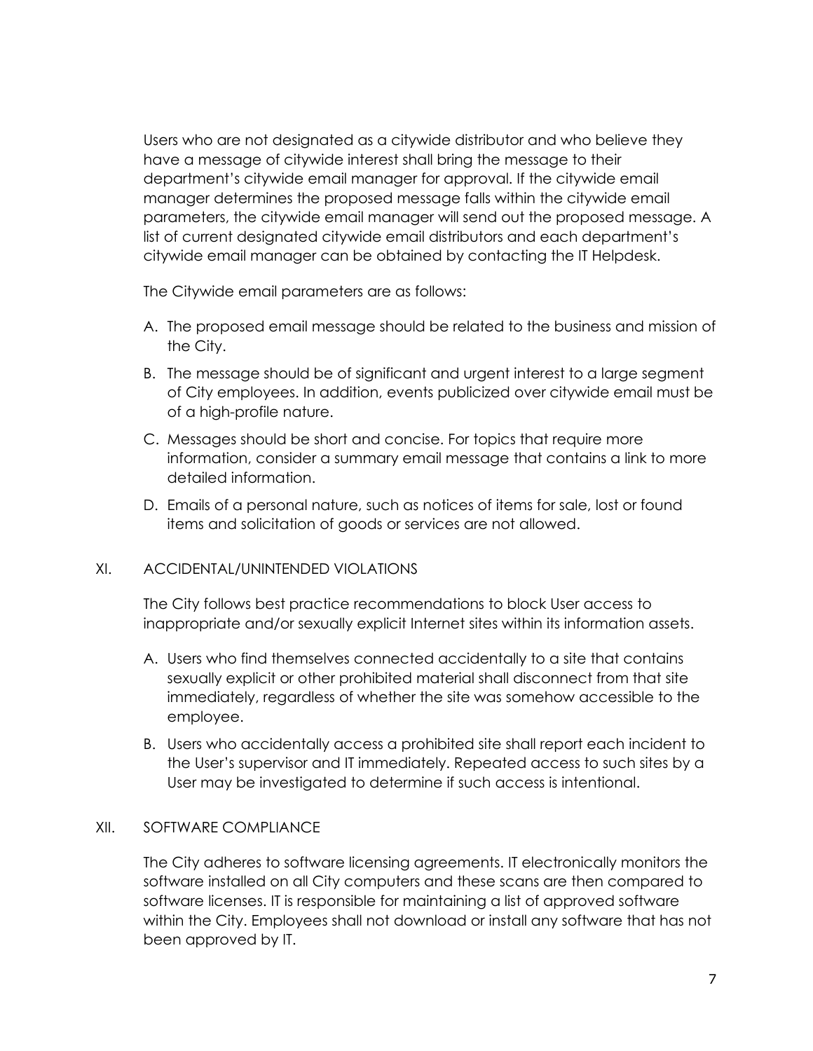Users who are not designated as a citywide distributor and who believe they have a message of citywide interest shall bring the message to their department's citywide email manager for approval. If the citywide email manager determines the proposed message falls within the citywide email parameters, the citywide email manager will send out the proposed message. A list of current designated citywide email distributors and each department's citywide email manager can be obtained by contacting the IT Helpdesk.

The Citywide email parameters are as follows:

A. The proposed email message should be related to the business and mission of the City.
B. The message should be of significant and urgent interest to a large segment of City employees. In addition, events publicized over citywide email must be of a high-profile nature.
C. Messages should be short and concise. For topics that require more information, consider a summary email message that contains a link to more detailed information.
D. Emails of a personal nature, such as notices of items for sale, lost or found items and solicitation of goods or services are not allowed.

## XI. ACCIDENTAL/UNINTENDED VIOLATIONS

The City follows best practice recommendations to block User access to inappropriate and/or sexually explicit Internet sites within its information assets.

A. Users who find themselves connected accidentally to a site that contains sexually explicit or other prohibited material shall disconnect from that site immediately, regardless of whether the site was somehow accessible to the employee.
B. Users who accidentally access a prohibited site shall report each incident to the User's supervisor and IT immediately. Repeated access to such sites by a User may be investigated to determine if such access is intentional.

## XII. SOFTWARE COMPLIANCE

The City adheres to software licensing agreements. IT electronically monitors the software installed on all City computers and these scans are then compared to software licenses. IT is responsible for maintaining a list of approved software within the City. Employees shall not download or install any software that has not been approved by IT.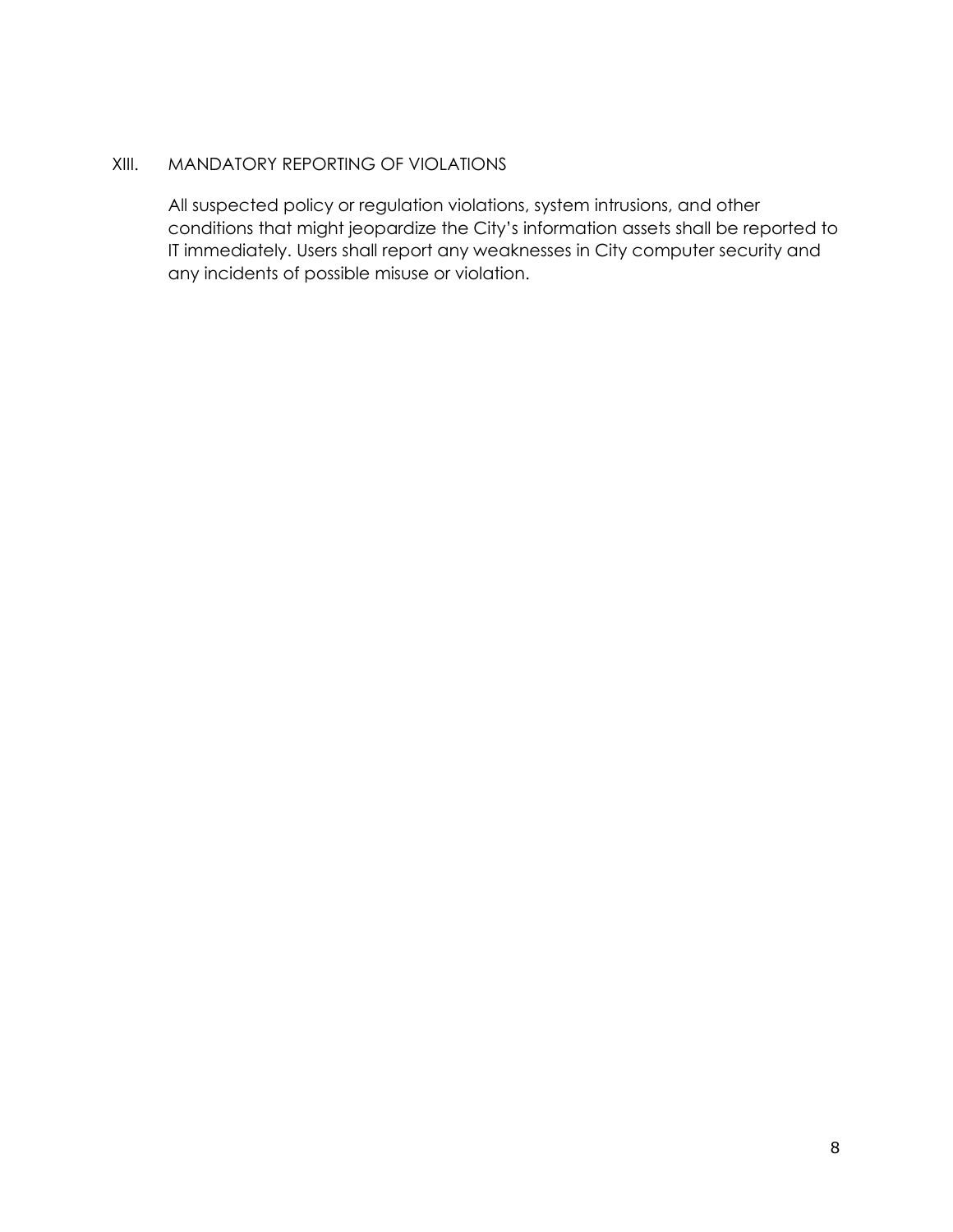## XIII. MANDATORY REPORTING OF VIOLATIONS

All suspected policy or regulation violations, system intrusions, and other conditions that might jeopardize the City's information assets shall be reported to IT immediately. Users shall report any weaknesses in City computer security and any incidents of possible misuse or violation.